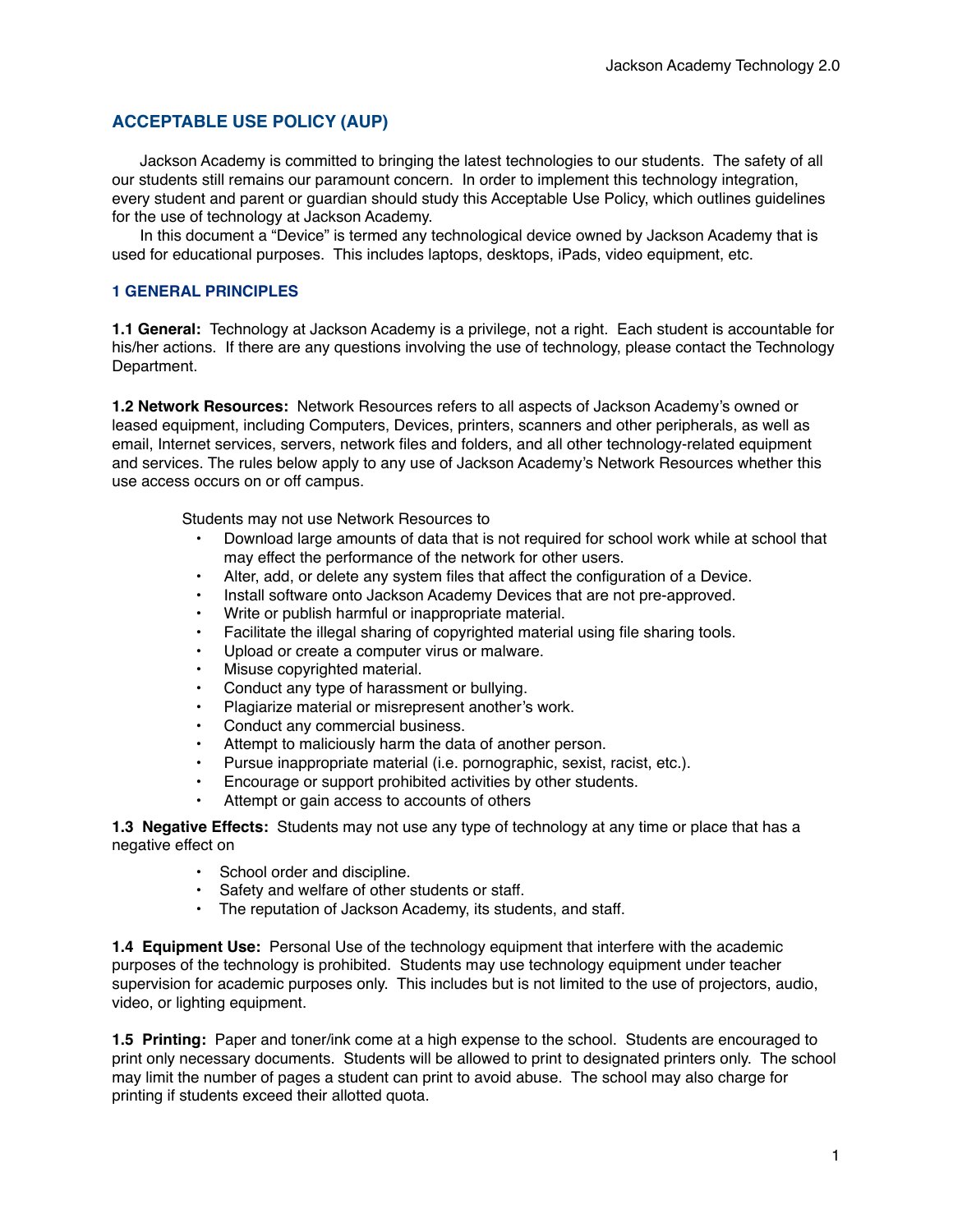## ACCEPTABLE USE POLICY (AUP)

Jackson Academy is committed to bringing the latest technologies to our students. The safety of all our students still remains our paramount concern. In order to implement this technology integration, every student and parent or guardian should study this Acceptable Use Policy, which outlines guidelines for the use of technology at Jackson Academy.

In this document a "Device" is termed any technological device owned by Jackson Academy that is used for educational purposes. This includes laptops, desktops, iPads, video equipment, etc.

### 1 GENERAL PRINCIPLES

**1.1 General:** Technology at Jackson Academy is a privilege, not a right. Each student is accountable for his/her actions. If there are any questions involving the use of technology, please contact the Technology Department.

**1.2 Network Resources:** Network Resources refers to all aspects of Jackson Academy's owned or leased equipment, including Computers, Devices, printers, scanners and other peripherals, as well as email, Internet services, servers, network files and folders, and all other technology-related equipment and services. The rules below apply to any use of Jackson Academy's Network Resources whether this use access occurs on or off campus.

Students may not use Network Resources to

- Download large amounts of data that is not required for school work while at school that may effect the performance of the network for other users.
- Alter, add, or delete any system files that affect the configuration of a Device.
- Install software onto Jackson Academy Devices that are not pre-approved.
- Write or publish harmful or inappropriate material.
- Facilitate the illegal sharing of copyrighted material using file sharing tools.
- Upload or create a computer virus or malware.
- Misuse copyrighted material.
- Conduct any type of harassment or bullying.
- Plagiarize material or misrepresent another's work.
- Conduct any commercial business.
- Attempt to maliciously harm the data of another person.
- Pursue inappropriate material (i.e. pornographic, sexist, racist, etc.).
- Encourage or support prohibited activities by other students.
- Attempt or gain access to accounts of others

**1.3 Negative Effects:** Students may not use any type of technology at any time or place that has a negative effect on

- School order and discipline.
- Safety and welfare of other students or staff.
- The reputation of Jackson Academy, its students, and staff.

**1.4 Equipment Use:** Personal Use of the technology equipment that interfere with the academic purposes of the technology is prohibited. Students may use technology equipment under teacher supervision for academic purposes only. This includes but is not limited to the use of projectors, audio, video, or lighting equipment.

**1.5 Printing:** Paper and toner/ink come at a high expense to the school. Students are encouraged to print only necessary documents. Students will be allowed to print to designated printers only. The school may limit the number of pages a student can print to avoid abuse. The school may also charge for printing if students exceed their allotted quota.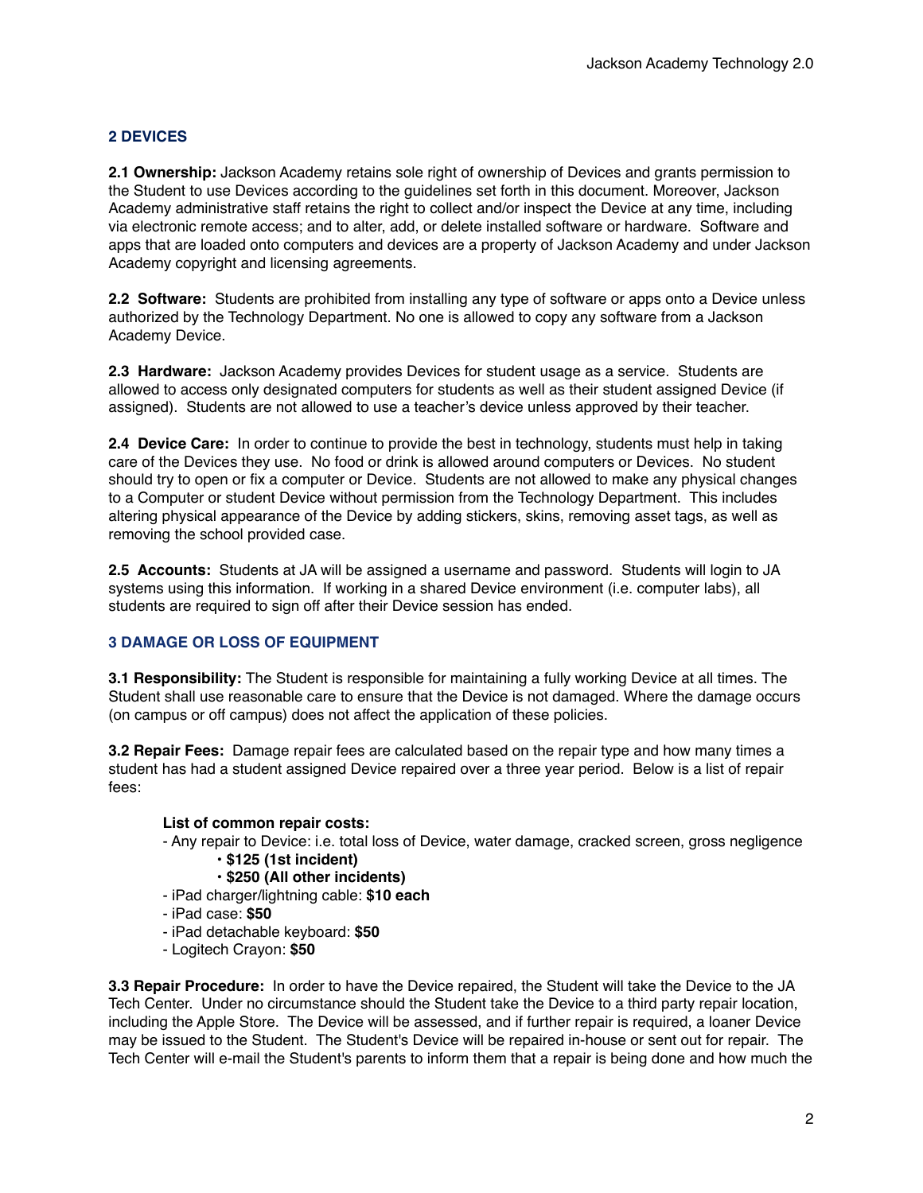## 2 DEVICES

**2.1 Ownership:** Jackson Academy retains sole right of ownership of Devices and grants permission to the Student to use Devices according to the guidelines set forth in this document. Moreover, Jackson Academy administrative staff retains the right to collect and/or inspect the Device at any time, including via electronic remote access; and to alter, add, or delete installed software or hardware. Software and apps that are loaded onto computers and devices are a property of Jackson Academy and under Jackson Academy copyright and licensing agreements.

**2.2 Software:** Students are prohibited from installing any type of software or apps onto a Device unless authorized by the Technology Department. No one is allowed to copy any software from a Jackson Academy Device.

**2.3 Hardware:** Jackson Academy provides Devices for student usage as a service. Students are allowed to access only designated computers for students as well as their student assigned Device (if assigned). Students are not allowed to use a teacher's device unless approved by their teacher.

**2.4 Device Care:** In order to continue to provide the best in technology, students must help in taking care of the Devices they use. No food or drink is allowed around computers or Devices. No student should try to open or fix a computer or Device. Students are not allowed to make any physical changes to a Computer or student Device without permission from the Technology Department. This includes altering physical appearance of the Device by adding stickers, skins, removing asset tags, as well as removing the school provided case.

**2.5 Accounts:** Students at JA will be assigned a username and password. Students will login to JA systems using this information. If working in a shared Device environment (i.e. computer labs), all students are required to sign off after their Device session has ended.

## 3 DAMAGE OR LOSS OF EQUIPMENT

**3.1 Responsibility:** The Student is responsible for maintaining a fully working Device at all times. The Student shall use reasonable care to ensure that the Device is not damaged. Where the damage occurs (on campus or off campus) does not affect the application of these policies.

**3.2 Repair Fees:** Damage repair fees are calculated based on the repair type and how many times a student has had a student assigned Device repaired over a three year period. Below is a list of repair fees:

**List of common repair costs:**

- Any repair to Device: i.e. total loss of Device, water damage, cracked screen, gross negligence
  - **$125 (1st incident)**
  - **$250 (All other incidents)**
- iPad charger/lightning cable: **$10 each**
- iPad case: **$50**
- iPad detachable keyboard: **$50**
- Logitech Crayon: **$50**

**3.3 Repair Procedure:** In order to have the Device repaired, the Student will take the Device to the JA Tech Center. Under no circumstance should the Student take the Device to a third party repair location, including the Apple Store. The Device will be assessed, and if further repair is required, a loaner Device may be issued to the Student. The Student's Device will be repaired in-house or sent out for repair. The Tech Center will e-mail the Student's parents to inform them that a repair is being done and how much the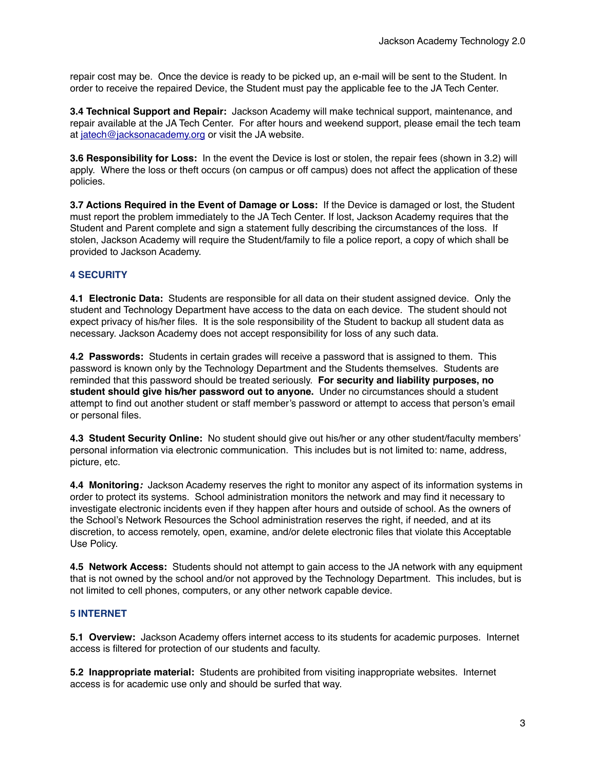repair cost may be. Once the device is ready to be picked up, an e-mail will be sent to the Student. In order to receive the repaired Device, the Student must pay the applicable fee to the JA Tech Center.

**3.4 Technical Support and Repair:** Jackson Academy will make technical support, maintenance, and repair available at the JA Tech Center. For after hours and weekend support, please email the tech team at jatech@jacksonacademy.org or visit the JA website.

**3.6 Responsibility for Loss:** In the event the Device is lost or stolen, the repair fees (shown in 3.2) will apply. Where the loss or theft occurs (on campus or off campus) does not affect the application of these policies.

**3.7 Actions Required in the Event of Damage or Loss:** If the Device is damaged or lost, the Student must report the problem immediately to the JA Tech Center. If lost, Jackson Academy requires that the Student and Parent complete and sign a statement fully describing the circumstances of the loss. If stolen, Jackson Academy will require the Student/family to file a police report, a copy of which shall be provided to Jackson Academy.

## 4 SECURITY

**4.1 Electronic Data:** Students are responsible for all data on their student assigned device. Only the student and Technology Department have access to the data on each device. The student should not expect privacy of his/her files. It is the sole responsibility of the Student to backup all student data as necessary. Jackson Academy does not accept responsibility for loss of any such data.

**4.2 Passwords:** Students in certain grades will receive a password that is assigned to them. This password is known only by the Technology Department and the Students themselves. Students are reminded that this password should be treated seriously. **For security and liability purposes, no student should give his/her password out to anyone.** Under no circumstances should a student attempt to find out another student or staff member's password or attempt to access that person's email or personal files.

**4.3 Student Security Online:** No student should give out his/her or any other student/faculty members' personal information via electronic communication. This includes but is not limited to: name, address, picture, etc.

**4.4 Monitoring*:*** Jackson Academy reserves the right to monitor any aspect of its information systems in order to protect its systems. School administration monitors the network and may find it necessary to investigate electronic incidents even if they happen after hours and outside of school. As the owners of the School's Network Resources the School administration reserves the right, if needed, and at its discretion, to access remotely, open, examine, and/or delete electronic files that violate this Acceptable Use Policy.

**4.5 Network Access:** Students should not attempt to gain access to the JA network with any equipment that is not owned by the school and/or not approved by the Technology Department. This includes, but is not limited to cell phones, computers, or any other network capable device.

## 5 INTERNET

**5.1 Overview:** Jackson Academy offers internet access to its students for academic purposes. Internet access is filtered for protection of our students and faculty.

**5.2 Inappropriate material:** Students are prohibited from visiting inappropriate websites. Internet access is for academic use only and should be surfed that way.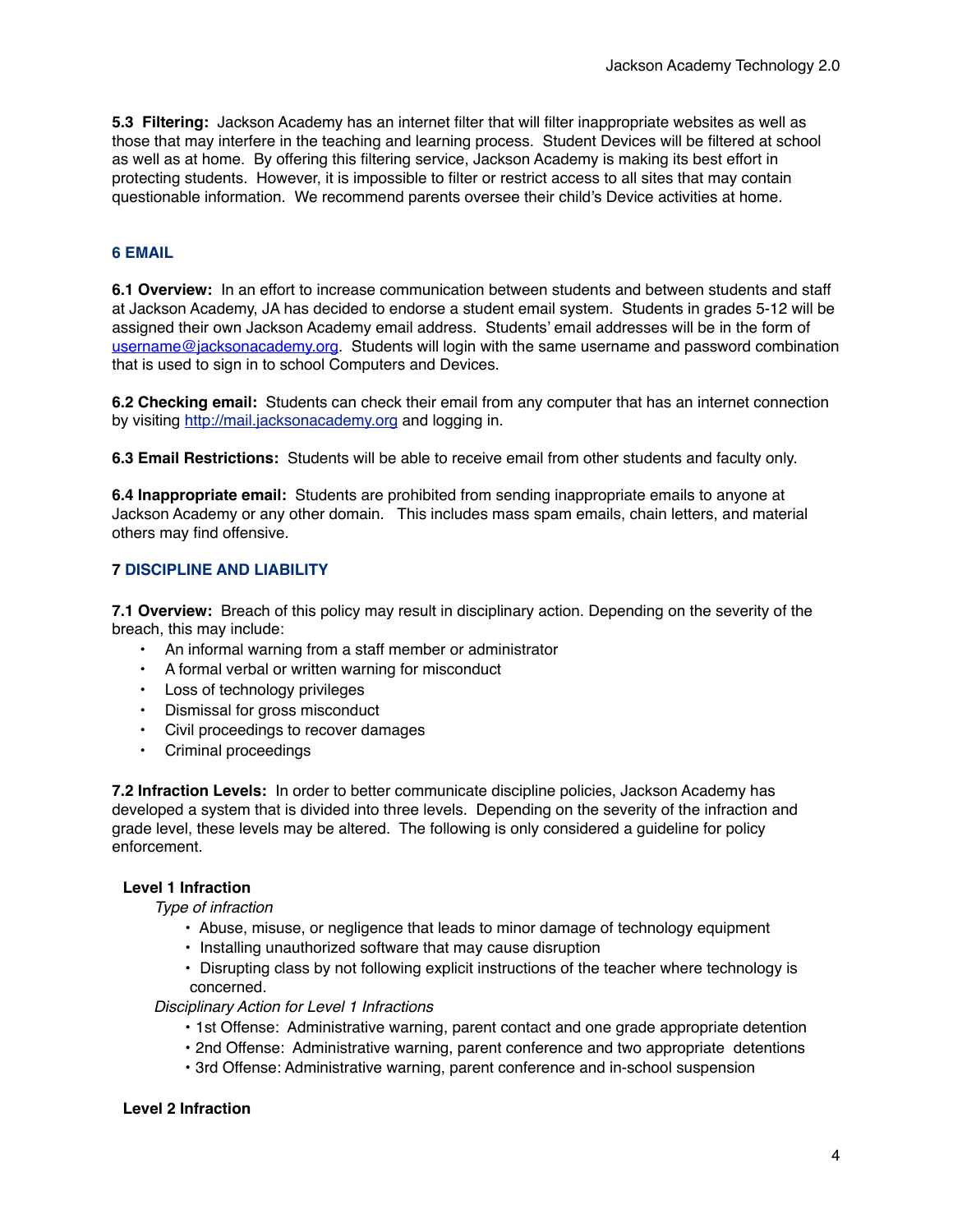**5.3 Filtering:** Jackson Academy has an internet filter that will filter inappropriate websites as well as those that may interfere in the teaching and learning process. Student Devices will be filtered at school as well as at home. By offering this filtering service, Jackson Academy is making its best effort in protecting students. However, it is impossible to filter or restrict access to all sites that may contain questionable information. We recommend parents oversee their child's Device activities at home.

## 6 EMAIL

**6.1 Overview:** In an effort to increase communication between students and between students and staff at Jackson Academy, JA has decided to endorse a student email system. Students in grades 5-12 will be assigned their own Jackson Academy email address. Students' email addresses will be in the form of username@jacksonacademy.org. Students will login with the same username and password combination that is used to sign in to school Computers and Devices.

**6.2 Checking email:** Students can check their email from any computer that has an internet connection by visiting http://mail.jacksonacademy.org and logging in.

**6.3 Email Restrictions:** Students will be able to receive email from other students and faculty only.

**6.4 Inappropriate email:** Students are prohibited from sending inappropriate emails to anyone at Jackson Academy or any other domain. This includes mass spam emails, chain letters, and material others may find offensive.

## 7 DISCIPLINE AND LIABILITY

**7.1 Overview:** Breach of this policy may result in disciplinary action. Depending on the severity of the breach, this may include:

- An informal warning from a staff member or administrator
- A formal verbal or written warning for misconduct
- Loss of technology privileges
- Dismissal for gross misconduct
- Civil proceedings to recover damages
- Criminal proceedings

**7.2 Infraction Levels:** In order to better communicate discipline policies, Jackson Academy has developed a system that is divided into three levels. Depending on the severity of the infraction and grade level, these levels may be altered. The following is only considered a guideline for policy enforcement.

**Level 1 Infraction**

*Type of infraction*

- Abuse, misuse, or negligence that leads to minor damage of technology equipment
- Installing unauthorized software that may cause disruption
- Disrupting class by not following explicit instructions of the teacher where technology is concerned.

*Disciplinary Action for Level 1 Infractions*

- 1st Offense: Administrative warning, parent contact and one grade appropriate detention
- 2nd Offense: Administrative warning, parent conference and two appropriate detentions
- 3rd Offense: Administrative warning, parent conference and in-school suspension

**Level 2 Infraction**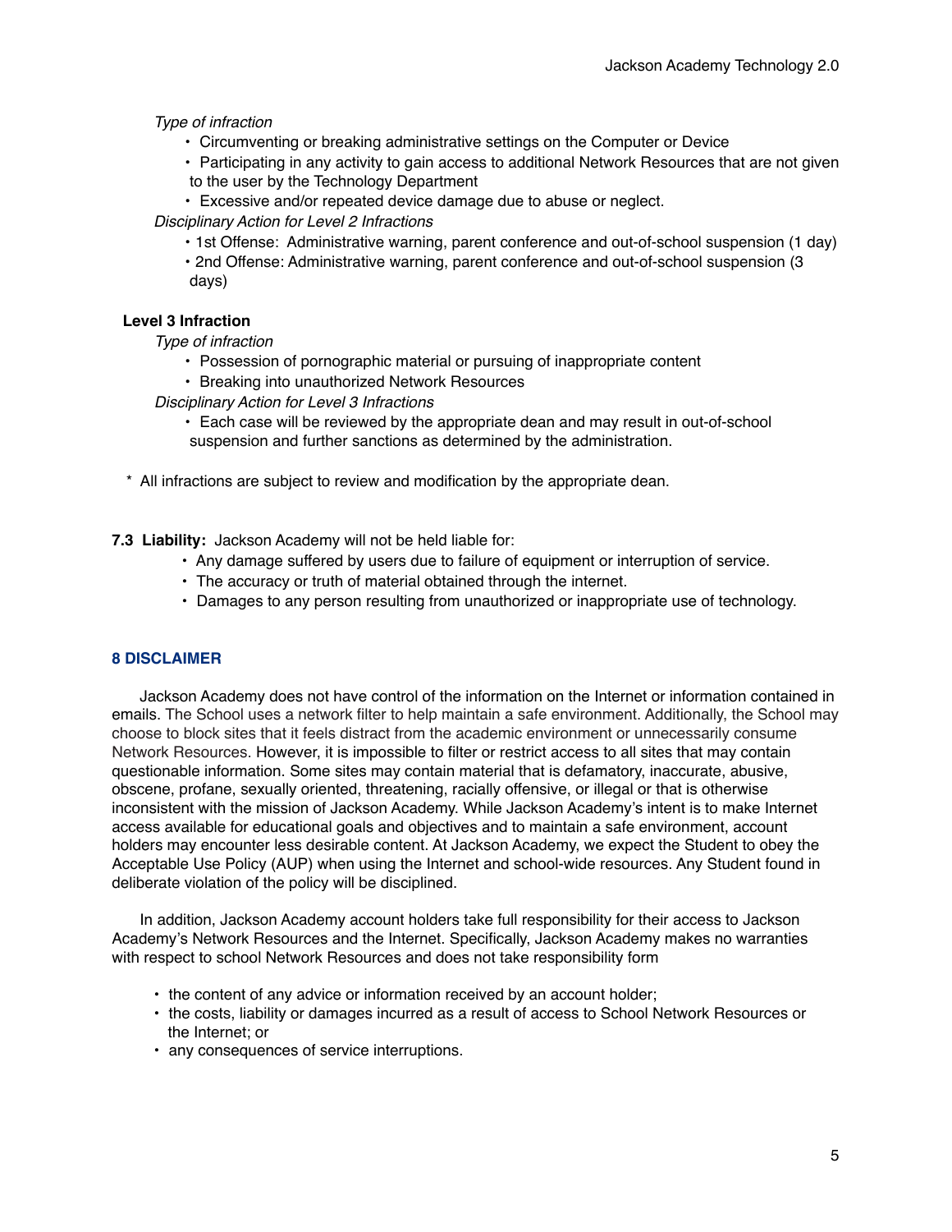*Type of infraction*

- Circumventing or breaking administrative settings on the Computer or Device
- Participating in any activity to gain access to additional Network Resources that are not given to the user by the Technology Department
- Excessive and/or repeated device damage due to abuse or neglect.

*Disciplinary Action for Level 2 Infractions*

- 1st Offense: Administrative warning, parent conference and out-of-school suspension (1 day)
- 2nd Offense: Administrative warning, parent conference and out-of-school suspension (3 days)

**Level 3 Infraction**

*Type of infraction*

- Possession of pornographic material or pursuing of inappropriate content
- Breaking into unauthorized Network Resources

*Disciplinary Action for Level 3 Infractions*

- Each case will be reviewed by the appropriate dean and may result in out-of-school suspension and further sanctions as determined by the administration.

\* All infractions are subject to review and modification by the appropriate dean.

**7.3 Liability:** Jackson Academy will not be held liable for:

- Any damage suffered by users due to failure of equipment or interruption of service.
- The accuracy or truth of material obtained through the internet.
- Damages to any person resulting from unauthorized or inappropriate use of technology.

## 8 DISCLAIMER

Jackson Academy does not have control of the information on the Internet or information contained in emails. The School uses a network filter to help maintain a safe environment. Additionally, the School may choose to block sites that it feels distract from the academic environment or unnecessarily consume Network Resources. However, it is impossible to filter or restrict access to all sites that may contain questionable information. Some sites may contain material that is defamatory, inaccurate, abusive, obscene, profane, sexually oriented, threatening, racially offensive, or illegal or that is otherwise inconsistent with the mission of Jackson Academy. While Jackson Academy's intent is to make Internet access available for educational goals and objectives and to maintain a safe environment, account holders may encounter less desirable content. At Jackson Academy, we expect the Student to obey the Acceptable Use Policy (AUP) when using the Internet and school-wide resources. Any Student found in deliberate violation of the policy will be disciplined.

In addition, Jackson Academy account holders take full responsibility for their access to Jackson Academy's Network Resources and the Internet. Specifically, Jackson Academy makes no warranties with respect to school Network Resources and does not take responsibility form

- the content of any advice or information received by an account holder;
- the costs, liability or damages incurred as a result of access to School Network Resources or the Internet; or
- any consequences of service interruptions.